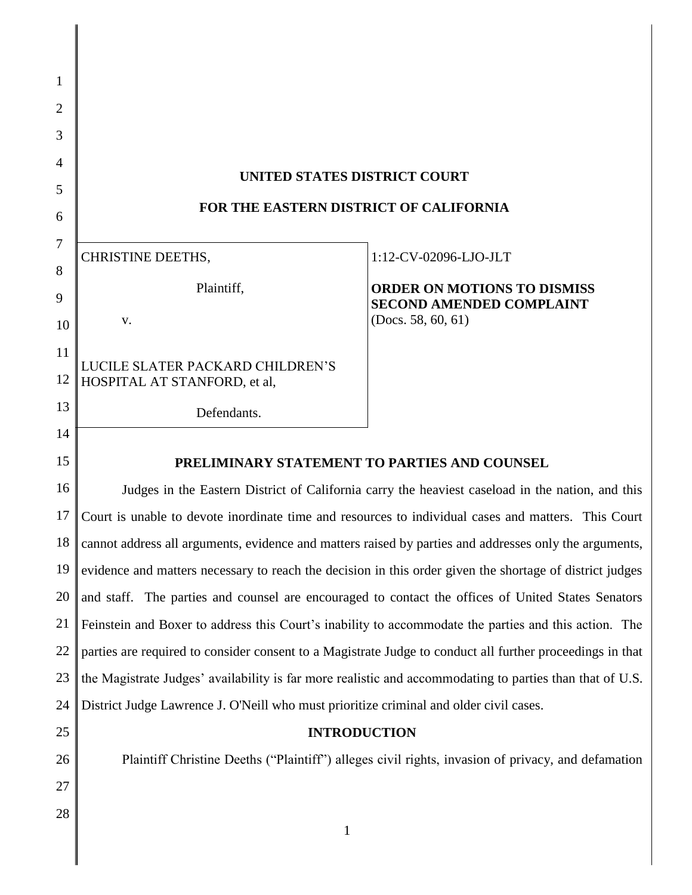# UNITED STATES DISTRICT COURT

# FOR THE EASTERN DISTRICT OF CALIFORNIA

| | |
|---|---|
| CHRISTINE DEETHS,<br><br>Plaintiff,<br><br>v.<br><br>LUCILE SLATER PACKARD CHILDREN'S HOSPITAL AT STANFORD, et al,<br><br>Defendants. | 1:12-CV-02096-LJO-JLT<br><br>**ORDER ON MOTIONS TO DISMISS SECOND AMENDED COMPLAINT**<br>(Docs. 58, 60, 61) |

## PRELIMINARY STATEMENT TO PARTIES AND COUNSEL

Judges in the Eastern District of California carry the heaviest caseload in the nation, and this Court is unable to devote inordinate time and resources to individual cases and matters. This Court cannot address all arguments, evidence and matters raised by parties and addresses only the arguments, evidence and matters necessary to reach the decision in this order given the shortage of district judges and staff. The parties and counsel are encouraged to contact the offices of United States Senators Feinstein and Boxer to address this Court's inability to accommodate the parties and this action. The parties are required to consider consent to a Magistrate Judge to conduct all further proceedings in that the Magistrate Judges' availability is far more realistic and accommodating to parties than that of U.S. District Judge Lawrence J. O'Neill who must prioritize criminal and older civil cases.

## INTRODUCTION

Plaintiff Christine Deeths ("Plaintiff") alleges civil rights, invasion of privacy, and defamation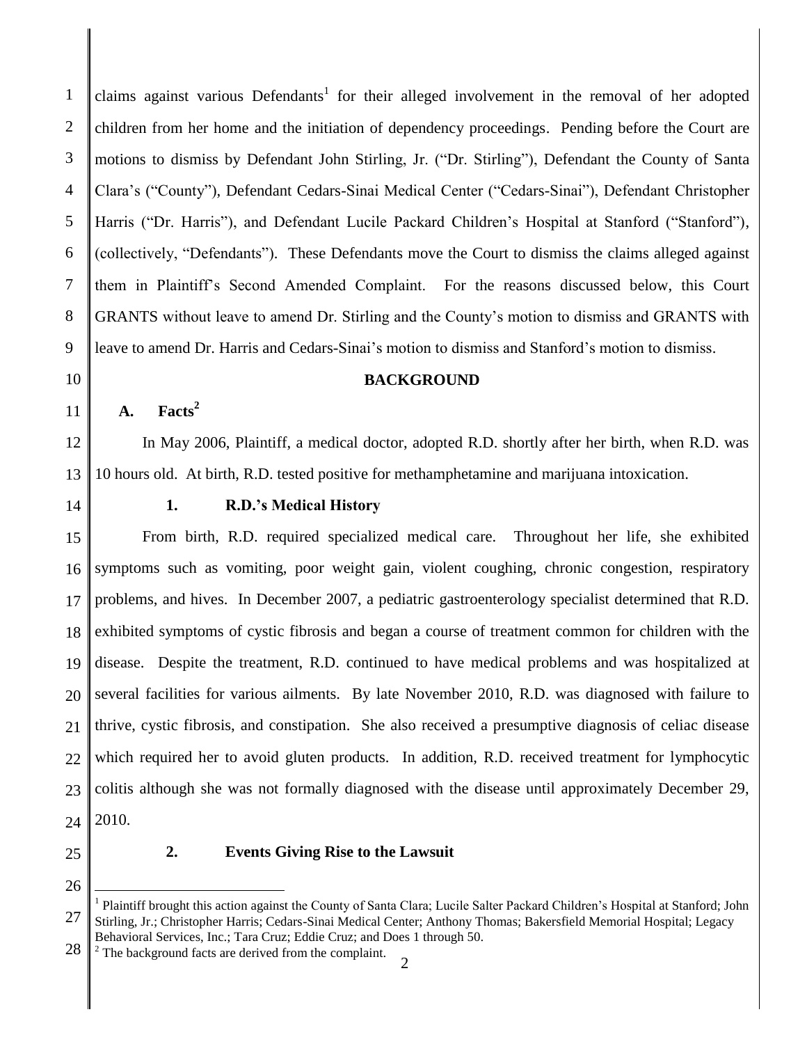claims against various Defendants[1] for their alleged involvement in the removal of her adopted children from her home and the initiation of dependency proceedings. Pending before the Court are motions to dismiss by Defendant John Stirling, Jr. ("Dr. Stirling"), Defendant the County of Santa Clara's ("County"), Defendant Cedars-Sinai Medical Center ("Cedars-Sinai"), Defendant Christopher Harris ("Dr. Harris"), and Defendant Lucile Packard Children's Hospital at Stanford ("Stanford"), (collectively, "Defendants"). These Defendants move the Court to dismiss the claims alleged against them in Plaintiff's Second Amended Complaint. For the reasons discussed below, this Court GRANTS without leave to amend Dr. Stirling and the County's motion to dismiss and GRANTS with leave to amend Dr. Harris and Cedars-Sinai's motion to dismiss and Stanford's motion to dismiss.

## BACKGROUND

### A. Facts[2]

In May 2006, Plaintiff, a medical doctor, adopted R.D. shortly after her birth, when R.D. was 10 hours old. At birth, R.D. tested positive for methamphetamine and marijuana intoxication.

#### 1. R.D.'s Medical History

From birth, R.D. required specialized medical care. Throughout her life, she exhibited symptoms such as vomiting, poor weight gain, violent coughing, chronic congestion, respiratory problems, and hives. In December 2007, a pediatric gastroenterology specialist determined that R.D. exhibited symptoms of cystic fibrosis and began a course of treatment common for children with the disease. Despite the treatment, R.D. continued to have medical problems and was hospitalized at several facilities for various ailments. By late November 2010, R.D. was diagnosed with failure to thrive, cystic fibrosis, and constipation. She also received a presumptive diagnosis of celiac disease which required her to avoid gluten products. In addition, R.D. received treatment for lymphocytic colitis although she was not formally diagnosed with the disease until approximately December 29, 2010.

#### 2. Events Giving Rise to the Lawsuit

---

[1] Plaintiff brought this action against the County of Santa Clara; Lucile Salter Packard Children's Hospital at Stanford; John Stirling, Jr.; Christopher Harris; Cedars-Sinai Medical Center; Anthony Thomas; Bakersfield Memorial Hospital; Legacy Behavioral Services, Inc.; Tara Cruz; Eddie Cruz; and Does 1 through 50.

[2] The background facts are derived from the complaint.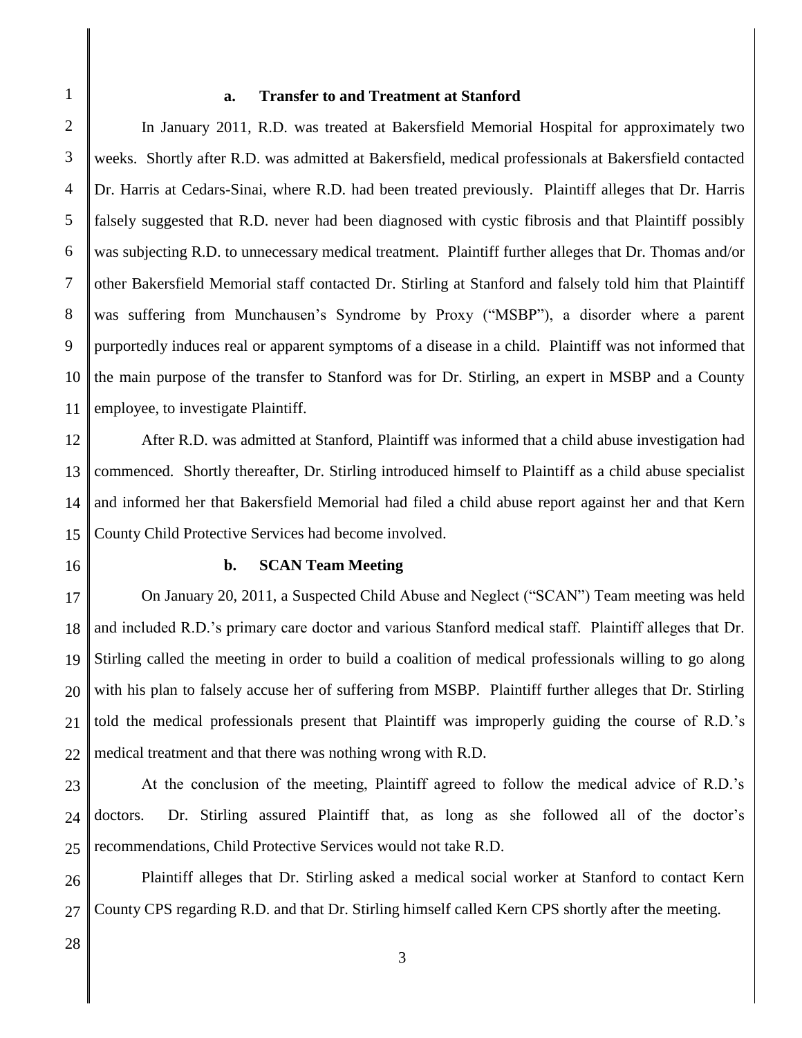### a. Transfer to and Treatment at Stanford

In January 2011, R.D. was treated at Bakersfield Memorial Hospital for approximately two weeks. Shortly after R.D. was admitted at Bakersfield, medical professionals at Bakersfield contacted Dr. Harris at Cedars-Sinai, where R.D. had been treated previously. Plaintiff alleges that Dr. Harris falsely suggested that R.D. never had been diagnosed with cystic fibrosis and that Plaintiff possibly was subjecting R.D. to unnecessary medical treatment. Plaintiff further alleges that Dr. Thomas and/or other Bakersfield Memorial staff contacted Dr. Stirling at Stanford and falsely told him that Plaintiff was suffering from Munchausen's Syndrome by Proxy ("MSBP"), a disorder where a parent purportedly induces real or apparent symptoms of a disease in a child. Plaintiff was not informed that the main purpose of the transfer to Stanford was for Dr. Stirling, an expert in MSBP and a County employee, to investigate Plaintiff.

After R.D. was admitted at Stanford, Plaintiff was informed that a child abuse investigation had commenced. Shortly thereafter, Dr. Stirling introduced himself to Plaintiff as a child abuse specialist and informed her that Bakersfield Memorial had filed a child abuse report against her and that Kern County Child Protective Services had become involved.

### b. SCAN Team Meeting

On January 20, 2011, a Suspected Child Abuse and Neglect ("SCAN") Team meeting was held and included R.D.'s primary care doctor and various Stanford medical staff. Plaintiff alleges that Dr. Stirling called the meeting in order to build a coalition of medical professionals willing to go along with his plan to falsely accuse her of suffering from MSBP. Plaintiff further alleges that Dr. Stirling told the medical professionals present that Plaintiff was improperly guiding the course of R.D.'s medical treatment and that there was nothing wrong with R.D.

At the conclusion of the meeting, Plaintiff agreed to follow the medical advice of R.D.'s doctors. Dr. Stirling assured Plaintiff that, as long as she followed all of the doctor's recommendations, Child Protective Services would not take R.D.

Plaintiff alleges that Dr. Stirling asked a medical social worker at Stanford to contact Kern County CPS regarding R.D. and that Dr. Stirling himself called Kern CPS shortly after the meeting.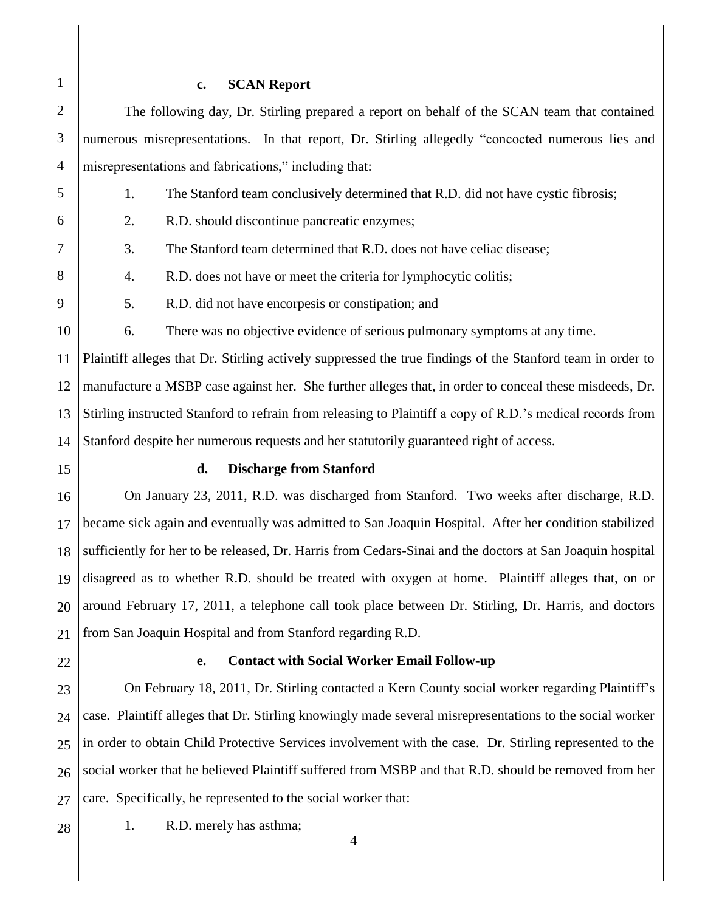### c. SCAN Report

The following day, Dr. Stirling prepared a report on behalf of the SCAN team that contained numerous misrepresentations. In that report, Dr. Stirling allegedly "concocted numerous lies and misrepresentations and fabrications," including that:

1. The Stanford team conclusively determined that R.D. did not have cystic fibrosis;
2. R.D. should discontinue pancreatic enzymes;
3. The Stanford team determined that R.D. does not have celiac disease;
4. R.D. does not have or meet the criteria for lymphocytic colitis;
5. R.D. did not have encorpesis or constipation; and
6. There was no objective evidence of serious pulmonary symptoms at any time.

Plaintiff alleges that Dr. Stirling actively suppressed the true findings of the Stanford team in order to manufacture a MSBP case against her. She further alleges that, in order to conceal these misdeeds, Dr. Stirling instructed Stanford to refrain from releasing to Plaintiff a copy of R.D.'s medical records from Stanford despite her numerous requests and her statutorily guaranteed right of access.

### d. Discharge from Stanford

On January 23, 2011, R.D. was discharged from Stanford. Two weeks after discharge, R.D. became sick again and eventually was admitted to San Joaquin Hospital. After her condition stabilized sufficiently for her to be released, Dr. Harris from Cedars-Sinai and the doctors at San Joaquin hospital disagreed as to whether R.D. should be treated with oxygen at home. Plaintiff alleges that, on or around February 17, 2011, a telephone call took place between Dr. Stirling, Dr. Harris, and doctors from San Joaquin Hospital and from Stanford regarding R.D.

### e. Contact with Social Worker Email Follow-up

On February 18, 2011, Dr. Stirling contacted a Kern County social worker regarding Plaintiff's case. Plaintiff alleges that Dr. Stirling knowingly made several misrepresentations to the social worker in order to obtain Child Protective Services involvement with the case. Dr. Stirling represented to the social worker that he believed Plaintiff suffered from MSBP and that R.D. should be removed from her care. Specifically, he represented to the social worker that:

1. R.D. merely has asthma;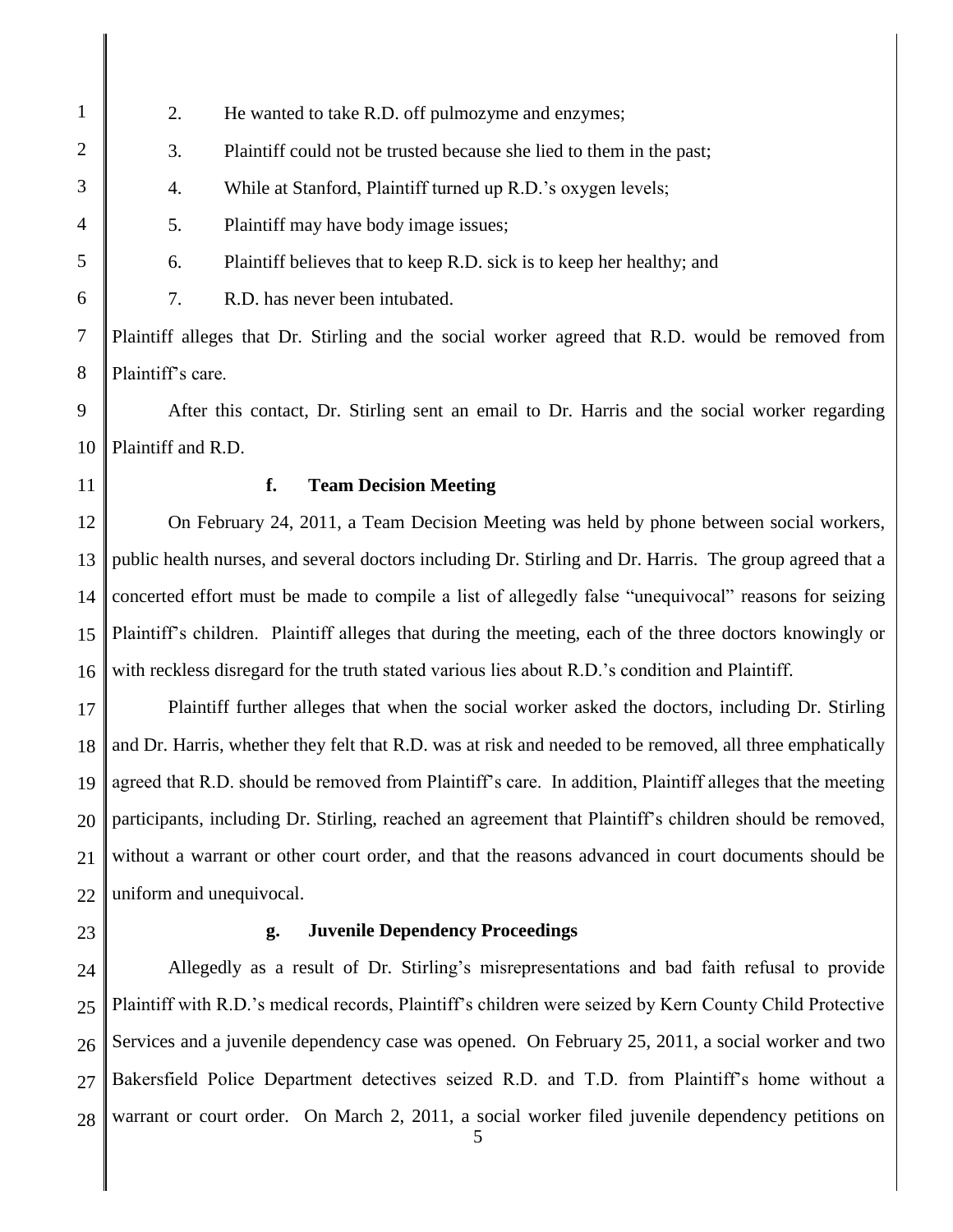2. He wanted to take R.D. off pulmozyme and enzymes;
3. Plaintiff could not be trusted because she lied to them in the past;
4. While at Stanford, Plaintiff turned up R.D.'s oxygen levels;
5. Plaintiff may have body image issues;
6. Plaintiff believes that to keep R.D. sick is to keep her healthy; and
7. R.D. has never been intubated.

Plaintiff alleges that Dr. Stirling and the social worker agreed that R.D. would be removed from Plaintiff's care.

After this contact, Dr. Stirling sent an email to Dr. Harris and the social worker regarding Plaintiff and R.D.

### f. Team Decision Meeting

On February 24, 2011, a Team Decision Meeting was held by phone between social workers, public health nurses, and several doctors including Dr. Stirling and Dr. Harris. The group agreed that a concerted effort must be made to compile a list of allegedly false "unequivocal" reasons for seizing Plaintiff's children. Plaintiff alleges that during the meeting, each of the three doctors knowingly or with reckless disregard for the truth stated various lies about R.D.'s condition and Plaintiff.

Plaintiff further alleges that when the social worker asked the doctors, including Dr. Stirling and Dr. Harris, whether they felt that R.D. was at risk and needed to be removed, all three emphatically agreed that R.D. should be removed from Plaintiff's care. In addition, Plaintiff alleges that the meeting participants, including Dr. Stirling, reached an agreement that Plaintiff's children should be removed, without a warrant or other court order, and that the reasons advanced in court documents should be uniform and unequivocal.

### g. Juvenile Dependency Proceedings

Allegedly as a result of Dr. Stirling's misrepresentations and bad faith refusal to provide Plaintiff with R.D.'s medical records, Plaintiff's children were seized by Kern County Child Protective Services and a juvenile dependency case was opened. On February 25, 2011, a social worker and two Bakersfield Police Department detectives seized R.D. and T.D. from Plaintiff's home without a warrant or court order. On March 2, 2011, a social worker filed juvenile dependency petitions on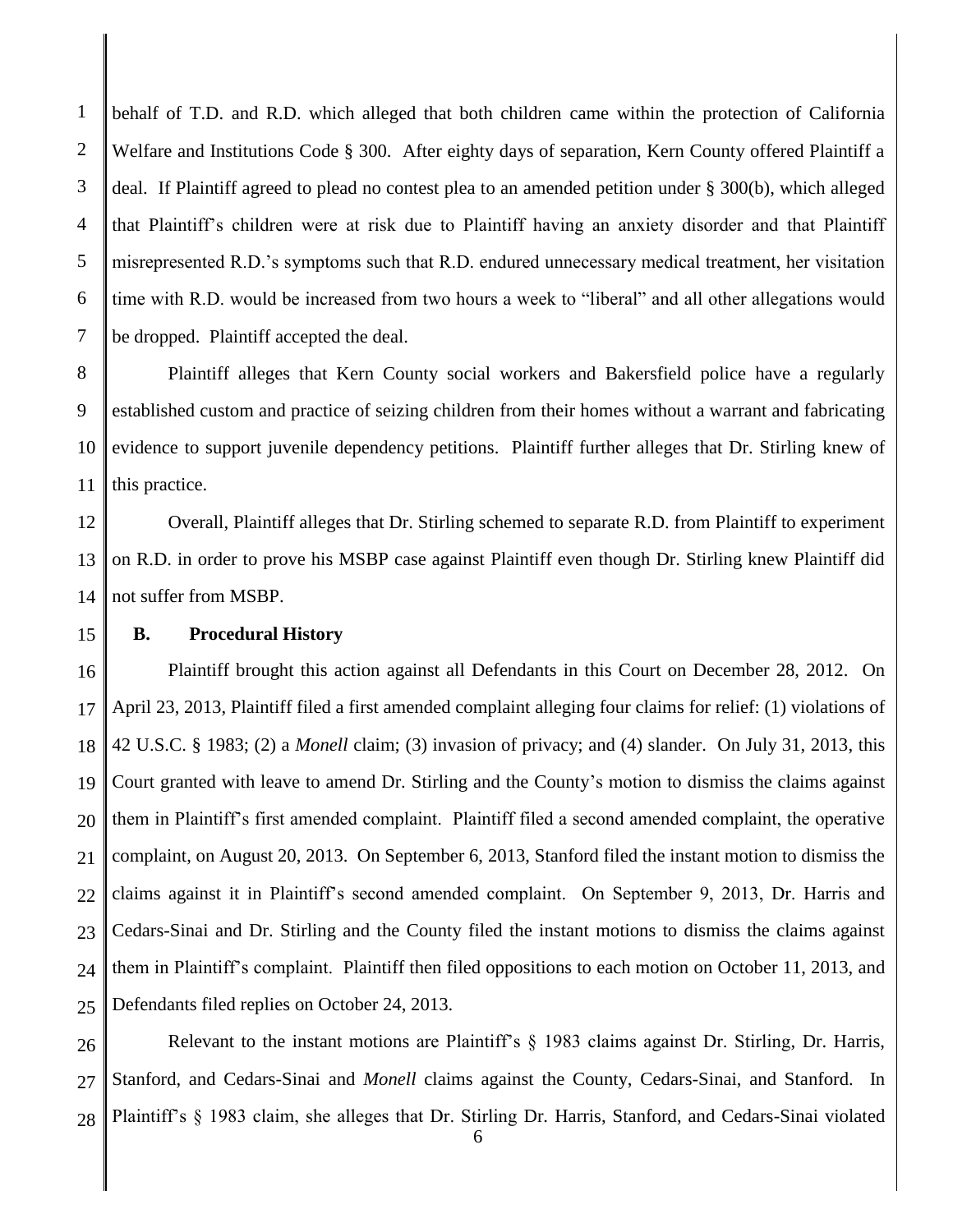behalf of T.D. and R.D. which alleged that both children came within the protection of California Welfare and Institutions Code § 300. After eighty days of separation, Kern County offered Plaintiff a deal. If Plaintiff agreed to plead no contest plea to an amended petition under § 300(b), which alleged that Plaintiff's children were at risk due to Plaintiff having an anxiety disorder and that Plaintiff misrepresented R.D.'s symptoms such that R.D. endured unnecessary medical treatment, her visitation time with R.D. would be increased from two hours a week to "liberal" and all other allegations would be dropped. Plaintiff accepted the deal.

Plaintiff alleges that Kern County social workers and Bakersfield police have a regularly established custom and practice of seizing children from their homes without a warrant and fabricating evidence to support juvenile dependency petitions. Plaintiff further alleges that Dr. Stirling knew of this practice.

Overall, Plaintiff alleges that Dr. Stirling schemed to separate R.D. from Plaintiff to experiment on R.D. in order to prove his MSBP case against Plaintiff even though Dr. Stirling knew Plaintiff did not suffer from MSBP.

### B. Procedural History

Plaintiff brought this action against all Defendants in this Court on December 28, 2012. On April 23, 2013, Plaintiff filed a first amended complaint alleging four claims for relief: (1) violations of 42 U.S.C. § 1983; (2) a *Monell* claim; (3) invasion of privacy; and (4) slander. On July 31, 2013, this Court granted with leave to amend Dr. Stirling and the County's motion to dismiss the claims against them in Plaintiff's first amended complaint. Plaintiff filed a second amended complaint, the operative complaint, on August 20, 2013. On September 6, 2013, Stanford filed the instant motion to dismiss the claims against it in Plaintiff's second amended complaint. On September 9, 2013, Dr. Harris and Cedars-Sinai and Dr. Stirling and the County filed the instant motions to dismiss the claims against them in Plaintiff's complaint. Plaintiff then filed oppositions to each motion on October 11, 2013, and Defendants filed replies on October 24, 2013.

Relevant to the instant motions are Plaintiff's § 1983 claims against Dr. Stirling, Dr. Harris, Stanford, and Cedars-Sinai and *Monell* claims against the County, Cedars-Sinai, and Stanford. In Plaintiff's § 1983 claim, she alleges that Dr. Stirling Dr. Harris, Stanford, and Cedars-Sinai violated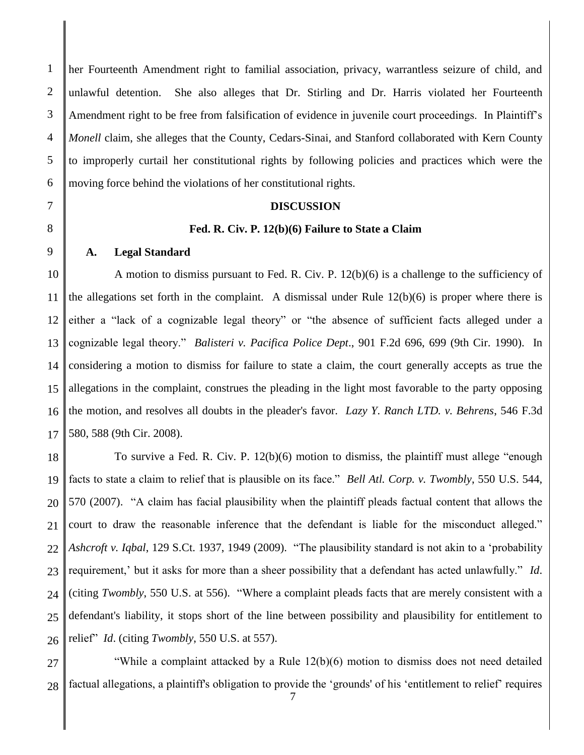her Fourteenth Amendment right to familial association, privacy, warrantless seizure of child, and unlawful detention. She also alleges that Dr. Stirling and Dr. Harris violated her Fourteenth Amendment right to be free from falsification of evidence in juvenile court proceedings. In Plaintiff's *Monell* claim, she alleges that the County, Cedars-Sinai, and Stanford collaborated with Kern County to improperly curtail her constitutional rights by following policies and practices which were the moving force behind the violations of her constitutional rights.

## DISCUSSION

### Fed. R. Civ. P. 12(b)(6) Failure to State a Claim

**A. Legal Standard**

A motion to dismiss pursuant to Fed. R. Civ. P. 12(b)(6) is a challenge to the sufficiency of the allegations set forth in the complaint. A dismissal under Rule 12(b)(6) is proper where there is either a "lack of a cognizable legal theory" or "the absence of sufficient facts alleged under a cognizable legal theory." *Balisteri v. Pacifica Police Dept*., 901 F.2d 696, 699 (9th Cir. 1990). In considering a motion to dismiss for failure to state a claim, the court generally accepts as true the allegations in the complaint, construes the pleading in the light most favorable to the party opposing the motion, and resolves all doubts in the pleader's favor. *Lazy Y. Ranch LTD. v. Behrens*, 546 F.3d 580, 588 (9th Cir. 2008).

To survive a Fed. R. Civ. P. 12(b)(6) motion to dismiss, the plaintiff must allege "enough facts to state a claim to relief that is plausible on its face." *Bell Atl. Corp. v. Twombly*, 550 U.S. 544, 570 (2007). "A claim has facial plausibility when the plaintiff pleads factual content that allows the court to draw the reasonable inference that the defendant is liable for the misconduct alleged." *Ashcroft v. Iqbal*, 129 S.Ct. 1937, 1949 (2009). "The plausibility standard is not akin to a 'probability requirement,' but it asks for more than a sheer possibility that a defendant has acted unlawfully." *Id*. (citing *Twombly*, 550 U.S. at 556). "Where a complaint pleads facts that are merely consistent with a defendant's liability, it stops short of the line between possibility and plausibility for entitlement to relief" *Id*. (citing *Twombly*, 550 U.S. at 557).

"While a complaint attacked by a Rule 12(b)(6) motion to dismiss does not need detailed factual allegations, a plaintiff's obligation to provide the 'grounds' of his 'entitlement to relief' requires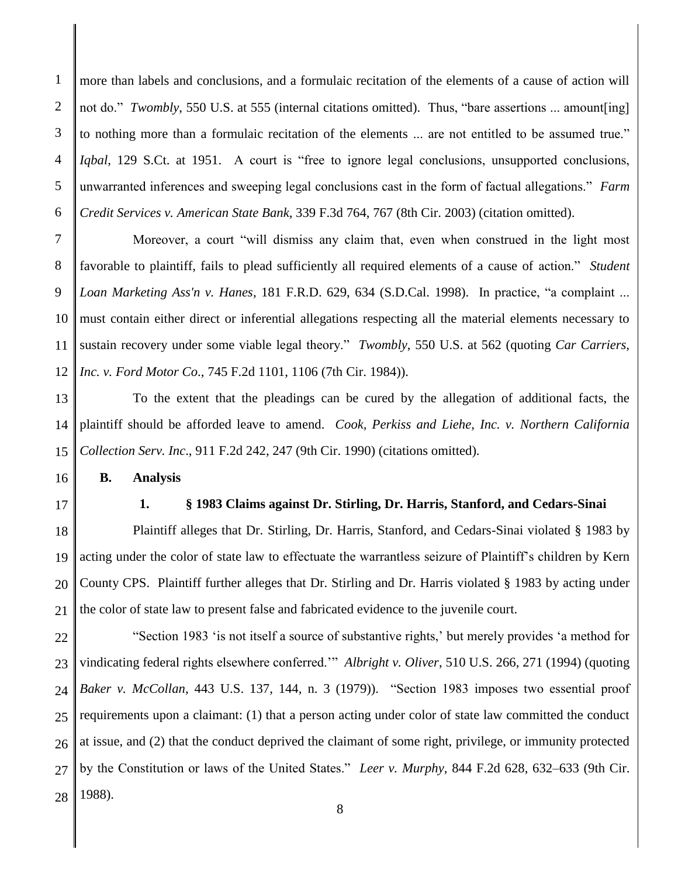more than labels and conclusions, and a formulaic recitation of the elements of a cause of action will not do." *Twombly*, 550 U.S. at 555 (internal citations omitted). Thus, "bare assertions ... amount[ing] to nothing more than a formulaic recitation of the elements ... are not entitled to be assumed true." *Iqbal*, 129 S.Ct. at 1951. A court is "free to ignore legal conclusions, unsupported conclusions, unwarranted inferences and sweeping legal conclusions cast in the form of factual allegations." *Farm Credit Services v. American State Bank*, 339 F.3d 764, 767 (8th Cir. 2003) (citation omitted).

Moreover, a court "will dismiss any claim that, even when construed in the light most favorable to plaintiff, fails to plead sufficiently all required elements of a cause of action." *Student Loan Marketing Ass'n v. Hanes*, 181 F.R.D. 629, 634 (S.D.Cal. 1998). In practice, "a complaint ... must contain either direct or inferential allegations respecting all the material elements necessary to sustain recovery under some viable legal theory." *Twombly*, 550 U.S. at 562 (quoting *Car Carriers, Inc. v. Ford Motor Co.*, 745 F.2d 1101, 1106 (7th Cir. 1984)).

To the extent that the pleadings can be cured by the allegation of additional facts, the plaintiff should be afforded leave to amend. *Cook, Perkiss and Liehe, Inc. v. Northern California Collection Serv. Inc*., 911 F.2d 242, 247 (9th Cir. 1990) (citations omitted).

**B. Analysis**

**1. § 1983 Claims against Dr. Stirling, Dr. Harris, Stanford, and Cedars-Sinai**

Plaintiff alleges that Dr. Stirling, Dr. Harris, Stanford, and Cedars-Sinai violated § 1983 by acting under the color of state law to effectuate the warrantless seizure of Plaintiff's children by Kern County CPS. Plaintiff further alleges that Dr. Stirling and Dr. Harris violated § 1983 by acting under the color of state law to present false and fabricated evidence to the juvenile court.

"Section 1983 'is not itself a source of substantive rights,' but merely provides 'a method for vindicating federal rights elsewhere conferred.'" *Albright v. Oliver*, 510 U.S. 266, 271 (1994) (quoting *Baker v. McCollan*, 443 U.S. 137, 144, n. 3 (1979)). "Section 1983 imposes two essential proof requirements upon a claimant: (1) that a person acting under color of state law committed the conduct at issue, and (2) that the conduct deprived the claimant of some right, privilege, or immunity protected by the Constitution or laws of the United States." *Leer v. Murphy*, 844 F.2d 628, 632–633 (9th Cir. 1988).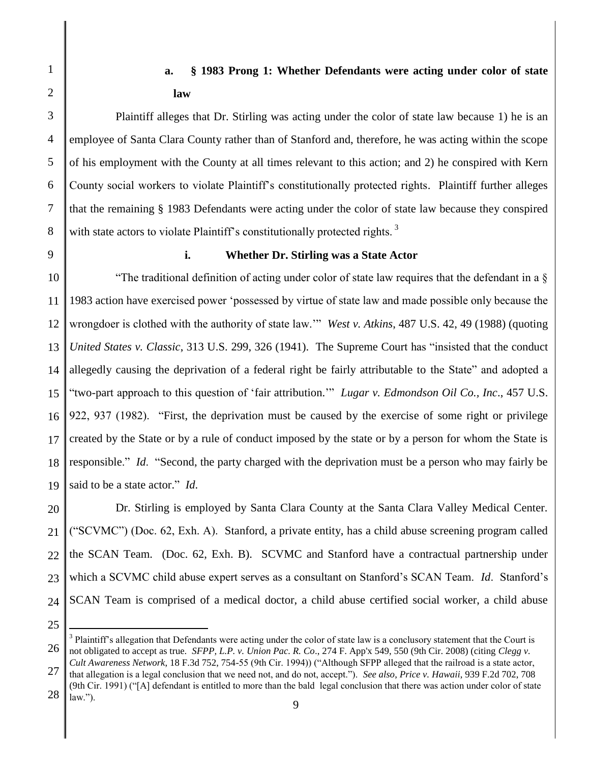#### a. § 1983 Prong 1: Whether Defendants were acting under color of state law

Plaintiff alleges that Dr. Stirling was acting under the color of state law because 1) he is an employee of Santa Clara County rather than of Stanford and, therefore, he was acting within the scope of his employment with the County at all times relevant to this action; and 2) he conspired with Kern County social workers to violate Plaintiff's constitutionally protected rights. Plaintiff further alleges that the remaining § 1983 Defendants were acting under the color of state law because they conspired with state actors to violate Plaintiff's constitutionally protected rights. [3]

##### i. Whether Dr. Stirling was a State Actor

"The traditional definition of acting under color of state law requires that the defendant in a § 1983 action have exercised power 'possessed by virtue of state law and made possible only because the wrongdoer is clothed with the authority of state law.'" *West v. Atkins*, 487 U.S. 42, 49 (1988) (quoting *United States v. Classic*, 313 U.S. 299, 326 (1941). The Supreme Court has "insisted that the conduct allegedly causing the deprivation of a federal right be fairly attributable to the State" and adopted a "two-part approach to this question of 'fair attribution.'" *Lugar v. Edmondson Oil Co., Inc*., 457 U.S. 922, 937 (1982). "First, the deprivation must be caused by the exercise of some right or privilege created by the State or by a rule of conduct imposed by the state or by a person for whom the State is responsible." *Id*. "Second, the party charged with the deprivation must be a person who may fairly be said to be a state actor." *Id*.

Dr. Stirling is employed by Santa Clara County at the Santa Clara Valley Medical Center. ("SCVMC") (Doc. 62, Exh. A). Stanford, a private entity, has a child abuse screening program called the SCAN Team. (Doc. 62, Exh. B). SCVMC and Stanford have a contractual partnership under which a SCVMC child abuse expert serves as a consultant on Stanford's SCAN Team. *Id*. Stanford's SCAN Team is comprised of a medical doctor, a child abuse certified social worker, a child abuse

---

[3] Plaintiff's allegation that Defendants were acting under the color of state law is a conclusory statement that the Court is not obligated to accept as true. *SFPP, L.P. v. Union Pac. R. Co*., 274 F. App'x 549, 550 (9th Cir. 2008) (citing *Clegg v. Cult Awareness Network*, 18 F.3d 752, 754-55 (9th Cir. 1994)) ("Although SFPP alleged that the railroad is a state actor, that allegation is a legal conclusion that we need not, and do not, accept."). *See also*, *Price v. Hawaii*, 939 F.2d 702, 708 (9th Cir. 1991) ("[A] defendant is entitled to more than the bald legal conclusion that there was action under color of state law.").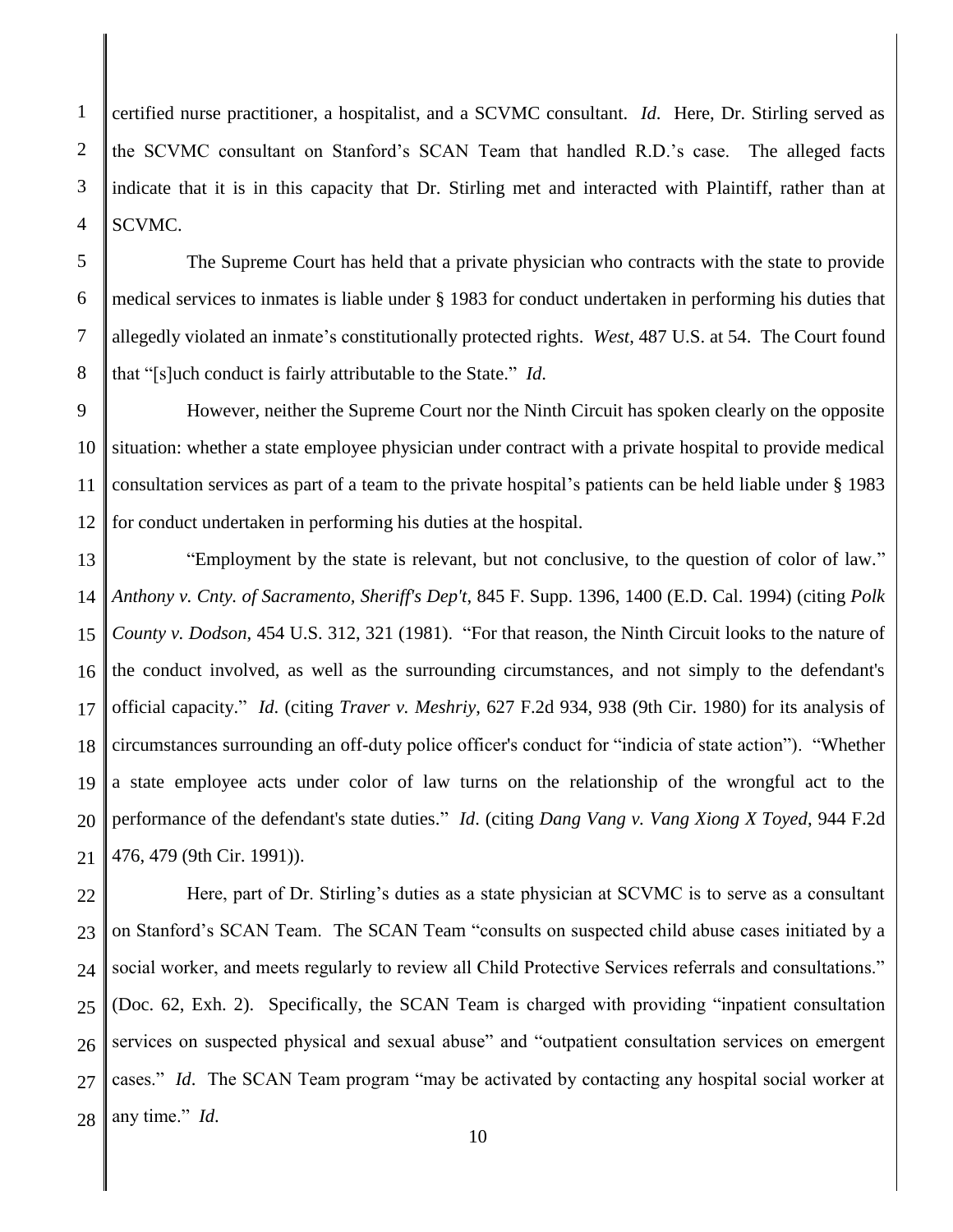certified nurse practitioner, a hospitalist, and a SCVMC consultant. *Id*. Here, Dr. Stirling served as the SCVMC consultant on Stanford's SCAN Team that handled R.D.'s case. The alleged facts indicate that it is in this capacity that Dr. Stirling met and interacted with Plaintiff, rather than at SCVMC.

The Supreme Court has held that a private physician who contracts with the state to provide medical services to inmates is liable under § 1983 for conduct undertaken in performing his duties that allegedly violated an inmate's constitutionally protected rights. *West*, 487 U.S. at 54. The Court found that "[s]uch conduct is fairly attributable to the State." *Id*.

However, neither the Supreme Court nor the Ninth Circuit has spoken clearly on the opposite situation: whether a state employee physician under contract with a private hospital to provide medical consultation services as part of a team to the private hospital's patients can be held liable under § 1983 for conduct undertaken in performing his duties at the hospital.

"Employment by the state is relevant, but not conclusive, to the question of color of law." *Anthony v. Cnty. of Sacramento, Sheriff's Dep't*, 845 F. Supp. 1396, 1400 (E.D. Cal. 1994) (citing *Polk County v. Dodson*, 454 U.S. 312, 321 (1981). "For that reason, the Ninth Circuit looks to the nature of the conduct involved, as well as the surrounding circumstances, and not simply to the defendant's official capacity." *Id*. (citing *Traver v. Meshriy*, 627 F.2d 934, 938 (9th Cir. 1980) for its analysis of circumstances surrounding an off-duty police officer's conduct for "indicia of state action"). "Whether a state employee acts under color of law turns on the relationship of the wrongful act to the performance of the defendant's state duties." *Id*. (citing *Dang Vang v. Vang Xiong X Toyed*, 944 F.2d 476, 479 (9th Cir. 1991)).

Here, part of Dr. Stirling's duties as a state physician at SCVMC is to serve as a consultant on Stanford's SCAN Team. The SCAN Team "consults on suspected child abuse cases initiated by a social worker, and meets regularly to review all Child Protective Services referrals and consultations." (Doc. 62, Exh. 2). Specifically, the SCAN Team is charged with providing "inpatient consultation services on suspected physical and sexual abuse" and "outpatient consultation services on emergent cases." *Id*. The SCAN Team program "may be activated by contacting any hospital social worker at any time." *Id*.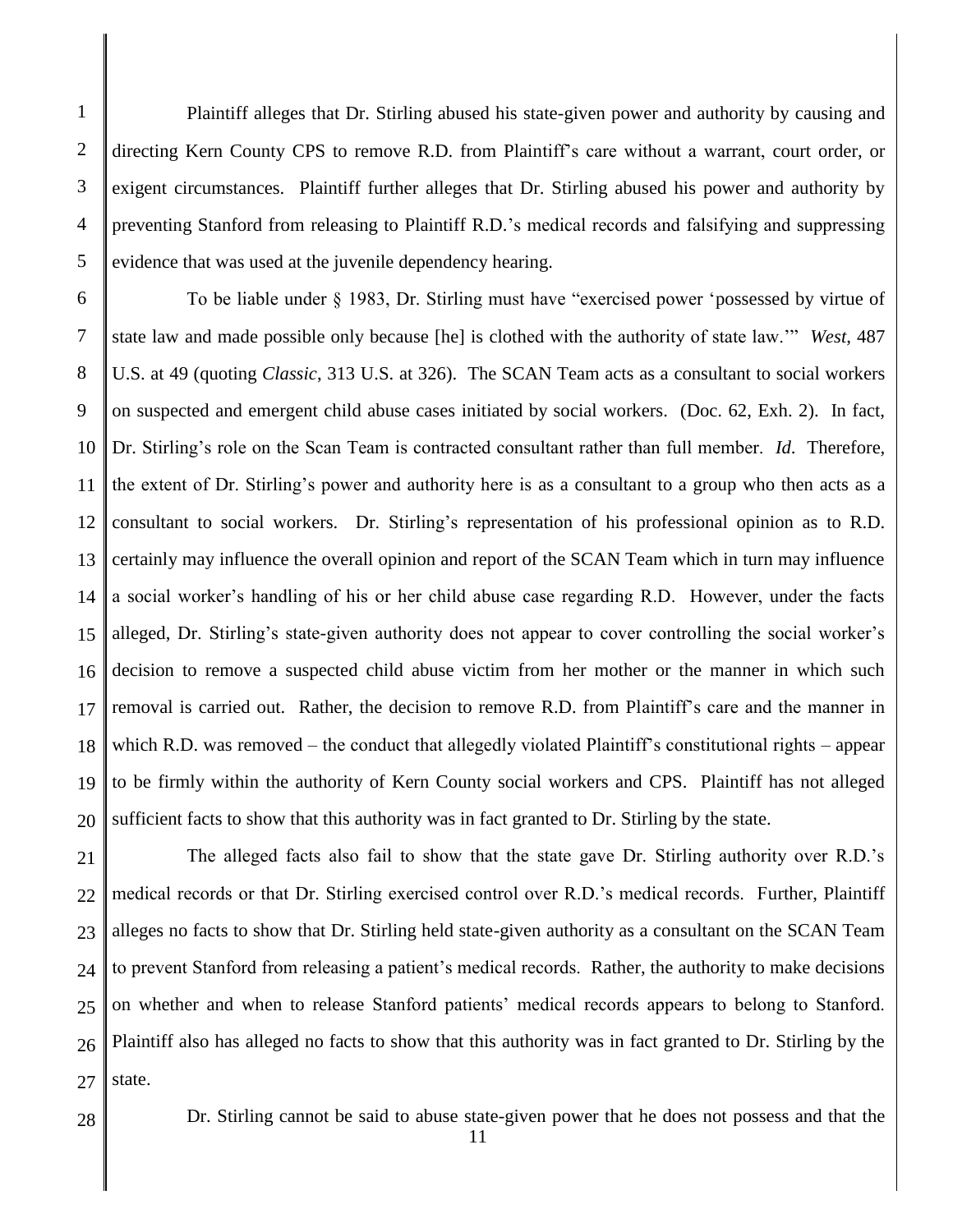Plaintiff alleges that Dr. Stirling abused his state-given power and authority by causing and directing Kern County CPS to remove R.D. from Plaintiff's care without a warrant, court order, or exigent circumstances. Plaintiff further alleges that Dr. Stirling abused his power and authority by preventing Stanford from releasing to Plaintiff R.D.'s medical records and falsifying and suppressing evidence that was used at the juvenile dependency hearing.

To be liable under § 1983, Dr. Stirling must have "exercised power 'possessed by virtue of state law and made possible only because [he] is clothed with the authority of state law.'" *West*, 487 U.S. at 49 (quoting *Classic*, 313 U.S. at 326). The SCAN Team acts as a consultant to social workers on suspected and emergent child abuse cases initiated by social workers. (Doc. 62, Exh. 2). In fact, Dr. Stirling's role on the Scan Team is contracted consultant rather than full member. *Id*. Therefore, the extent of Dr. Stirling's power and authority here is as a consultant to a group who then acts as a consultant to social workers. Dr. Stirling's representation of his professional opinion as to R.D. certainly may influence the overall opinion and report of the SCAN Team which in turn may influence a social worker's handling of his or her child abuse case regarding R.D. However, under the facts alleged, Dr. Stirling's state-given authority does not appear to cover controlling the social worker's decision to remove a suspected child abuse victim from her mother or the manner in which such removal is carried out. Rather, the decision to remove R.D. from Plaintiff's care and the manner in which R.D. was removed – the conduct that allegedly violated Plaintiff's constitutional rights – appear to be firmly within the authority of Kern County social workers and CPS. Plaintiff has not alleged sufficient facts to show that this authority was in fact granted to Dr. Stirling by the state.

The alleged facts also fail to show that the state gave Dr. Stirling authority over R.D.'s medical records or that Dr. Stirling exercised control over R.D.'s medical records. Further, Plaintiff alleges no facts to show that Dr. Stirling held state-given authority as a consultant on the SCAN Team to prevent Stanford from releasing a patient's medical records. Rather, the authority to make decisions on whether and when to release Stanford patients' medical records appears to belong to Stanford. Plaintiff also has alleged no facts to show that this authority was in fact granted to Dr. Stirling by the state.

Dr. Stirling cannot be said to abuse state-given power that he does not possess and that the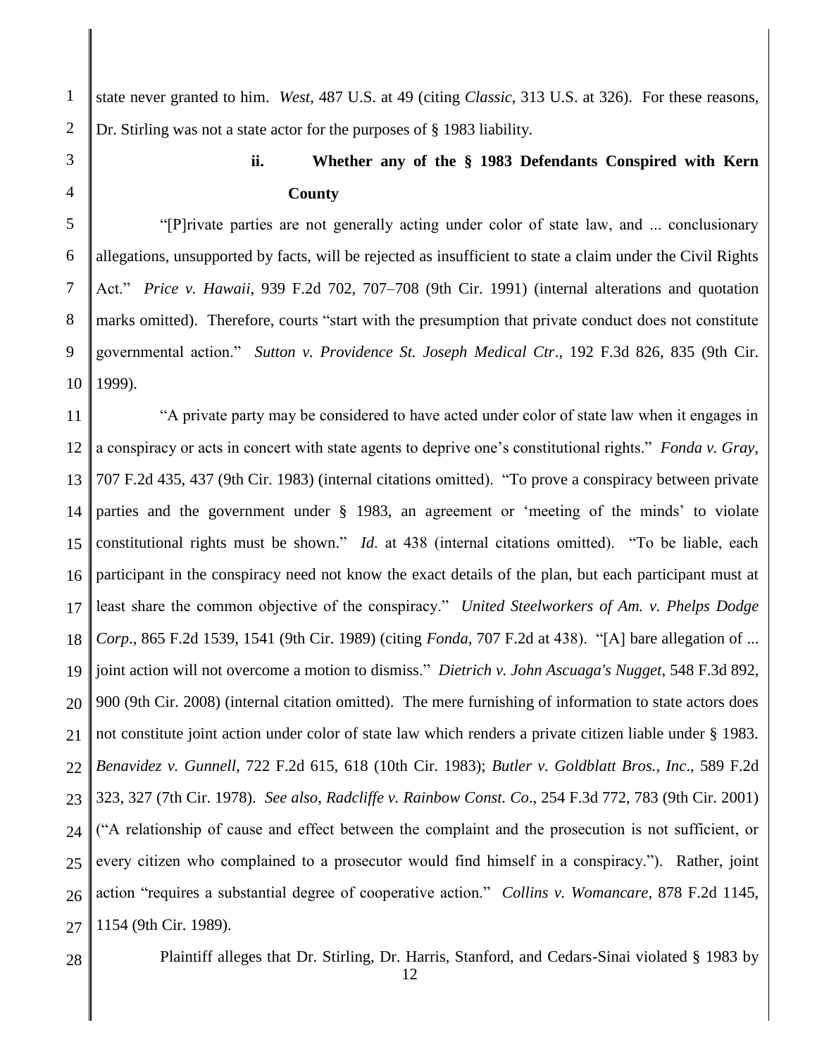state never granted to him. *West*, 487 U.S. at 49 (citing *Classic*, 313 U.S. at 326). For these reasons, Dr. Stirling was not a state actor for the purposes of § 1983 liability.

**ii. Whether any of the § 1983 Defendants Conspired with Kern County**

"[P]rivate parties are not generally acting under color of state law, and ... conclusionary allegations, unsupported by facts, will be rejected as insufficient to state a claim under the Civil Rights Act." *Price v. Hawaii*, 939 F.2d 702, 707–708 (9th Cir. 1991) (internal alterations and quotation marks omitted). Therefore, courts "start with the presumption that private conduct does not constitute governmental action." *Sutton v. Providence St. Joseph Medical Ctr*., 192 F.3d 826, 835 (9th Cir. 1999).

"A private party may be considered to have acted under color of state law when it engages in a conspiracy or acts in concert with state agents to deprive one's constitutional rights." *Fonda v. Gray*, 707 F.2d 435, 437 (9th Cir. 1983) (internal citations omitted). "To prove a conspiracy between private parties and the government under § 1983, an agreement or 'meeting of the minds' to violate constitutional rights must be shown." *Id*. at 438 (internal citations omitted). "To be liable, each participant in the conspiracy need not know the exact details of the plan, but each participant must at least share the common objective of the conspiracy." *United Steelworkers of Am. v. Phelps Dodge Corp*., 865 F.2d 1539, 1541 (9th Cir. 1989) (citing *Fonda*, 707 F.2d at 438). "[A] bare allegation of ... joint action will not overcome a motion to dismiss." *Dietrich v. John Ascuaga's Nugget*, 548 F.3d 892, 900 (9th Cir. 2008) (internal citation omitted). The mere furnishing of information to state actors does not constitute joint action under color of state law which renders a private citizen liable under § 1983. *Benavidez v. Gunnell*, 722 F.2d 615, 618 (10th Cir. 1983); *Butler v. Goldblatt Bros., Inc*., 589 F.2d 323, 327 (7th Cir. 1978). *See also, Radcliffe v. Rainbow Const. Co*., 254 F.3d 772, 783 (9th Cir. 2001) ("A relationship of cause and effect between the complaint and the prosecution is not sufficient, or every citizen who complained to a prosecutor would find himself in a conspiracy."). Rather, joint action "requires a substantial degree of cooperative action." *Collins v. Womancare*, 878 F.2d 1145, 1154 (9th Cir. 1989).

Plaintiff alleges that Dr. Stirling, Dr. Harris, Stanford, and Cedars-Sinai violated § 1983 by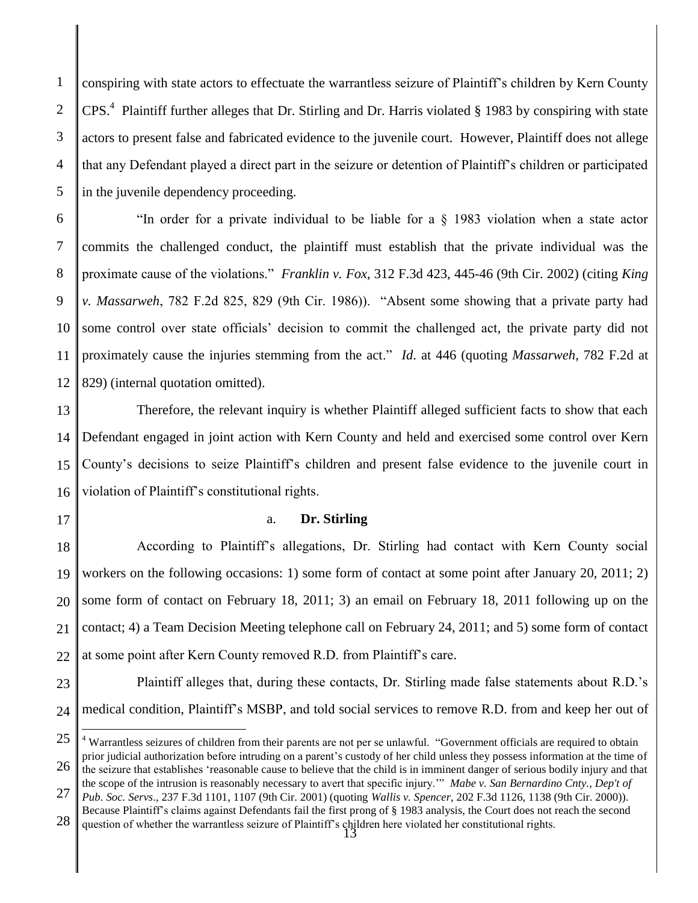conspiring with state actors to effectuate the warrantless seizure of Plaintiff's children by Kern County CPS.[4] Plaintiff further alleges that Dr. Stirling and Dr. Harris violated § 1983 by conspiring with state actors to present false and fabricated evidence to the juvenile court. However, Plaintiff does not allege that any Defendant played a direct part in the seizure or detention of Plaintiff's children or participated in the juvenile dependency proceeding.

"In order for a private individual to be liable for a § 1983 violation when a state actor commits the challenged conduct, the plaintiff must establish that the private individual was the proximate cause of the violations." *Franklin v. Fox*, 312 F.3d 423, 445-46 (9th Cir. 2002) (citing *King v. Massarweh*, 782 F.2d 825, 829 (9th Cir. 1986)). "Absent some showing that a private party had some control over state officials' decision to commit the challenged act, the private party did not proximately cause the injuries stemming from the act." *Id.* at 446 (quoting *Massarweh*, 782 F.2d at 829) (internal quotation omitted).

Therefore, the relevant inquiry is whether Plaintiff alleged sufficient facts to show that each Defendant engaged in joint action with Kern County and held and exercised some control over Kern County's decisions to seize Plaintiff's children and present false evidence to the juvenile court in violation of Plaintiff's constitutional rights.

a. **Dr. Stirling**

According to Plaintiff's allegations, Dr. Stirling had contact with Kern County social workers on the following occasions: 1) some form of contact at some point after January 20, 2011; 2) some form of contact on February 18, 2011; 3) an email on February 18, 2011 following up on the contact; 4) a Team Decision Meeting telephone call on February 24, 2011; and 5) some form of contact at some point after Kern County removed R.D. from Plaintiff's care.

Plaintiff alleges that, during these contacts, Dr. Stirling made false statements about R.D.'s medical condition, Plaintiff's MSBP, and told social services to remove R.D. from and keep her out of

---

[4] Warrantless seizures of children from their parents are not per se unlawful. "Government officials are required to obtain prior judicial authorization before intruding on a parent's custody of her child unless they possess information at the time of the seizure that establishes 'reasonable cause to believe that the child is in imminent danger of serious bodily injury and that the scope of the intrusion is reasonably necessary to avert that specific injury.'" *Mabe v. San Bernardino Cnty., Dep't of Pub. Soc. Servs.*, 237 F.3d 1101, 1107 (9th Cir. 2001) (quoting *Wallis v. Spencer*, 202 F.3d 1126, 1138 (9th Cir. 2000)). Because Plaintiff's claims against Defendants fail the first prong of § 1983 analysis, the Court does not reach the second question of whether the warrantless seizure of Plaintiff's children here violated her constitutional rights.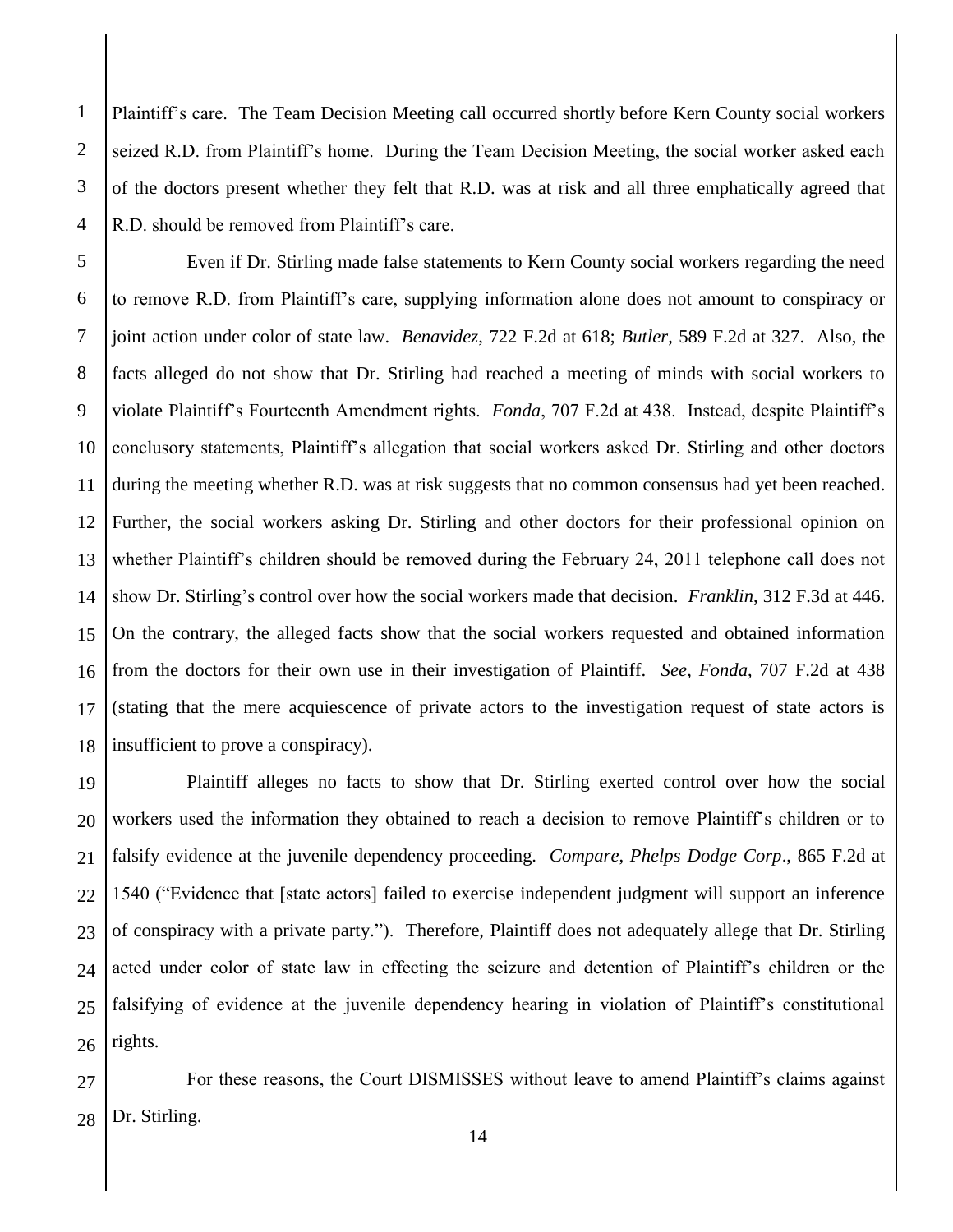Plaintiff's care. The Team Decision Meeting call occurred shortly before Kern County social workers seized R.D. from Plaintiff's home. During the Team Decision Meeting, the social worker asked each of the doctors present whether they felt that R.D. was at risk and all three emphatically agreed that R.D. should be removed from Plaintiff's care.

Even if Dr. Stirling made false statements to Kern County social workers regarding the need to remove R.D. from Plaintiff's care, supplying information alone does not amount to conspiracy or joint action under color of state law. *Benavidez*, 722 F.2d at 618; *Butler*, 589 F.2d at 327. Also, the facts alleged do not show that Dr. Stirling had reached a meeting of minds with social workers to violate Plaintiff's Fourteenth Amendment rights. *Fonda*, 707 F.2d at 438. Instead, despite Plaintiff's conclusory statements, Plaintiff's allegation that social workers asked Dr. Stirling and other doctors during the meeting whether R.D. was at risk suggests that no common consensus had yet been reached. Further, the social workers asking Dr. Stirling and other doctors for their professional opinion on whether Plaintiff's children should be removed during the February 24, 2011 telephone call does not show Dr. Stirling's control over how the social workers made that decision. *Franklin*, 312 F.3d at 446. On the contrary, the alleged facts show that the social workers requested and obtained information from the doctors for their own use in their investigation of Plaintiff. *See*, *Fonda*, 707 F.2d at 438 (stating that the mere acquiescence of private actors to the investigation request of state actors is insufficient to prove a conspiracy).

Plaintiff alleges no facts to show that Dr. Stirling exerted control over how the social workers used the information they obtained to reach a decision to remove Plaintiff's children or to falsify evidence at the juvenile dependency proceeding. *Compare*, *Phelps Dodge Corp*., 865 F.2d at 1540 ("Evidence that [state actors] failed to exercise independent judgment will support an inference of conspiracy with a private party."). Therefore, Plaintiff does not adequately allege that Dr. Stirling acted under color of state law in effecting the seizure and detention of Plaintiff's children or the falsifying of evidence at the juvenile dependency hearing in violation of Plaintiff's constitutional rights.

For these reasons, the Court DISMISSES without leave to amend Plaintiff's claims against Dr. Stirling.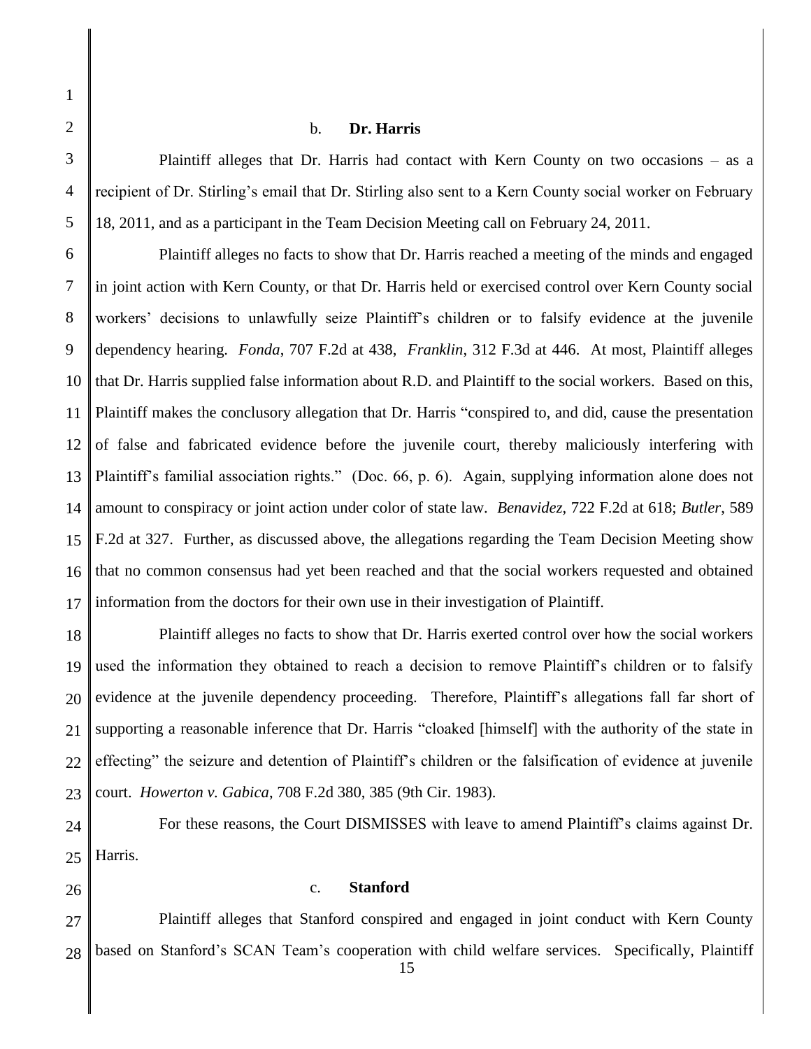b. **Dr. Harris**

Plaintiff alleges that Dr. Harris had contact with Kern County on two occasions – as a recipient of Dr. Stirling's email that Dr. Stirling also sent to a Kern County social worker on February 18, 2011, and as a participant in the Team Decision Meeting call on February 24, 2011.

Plaintiff alleges no facts to show that Dr. Harris reached a meeting of the minds and engaged in joint action with Kern County, or that Dr. Harris held or exercised control over Kern County social workers' decisions to unlawfully seize Plaintiff's children or to falsify evidence at the juvenile dependency hearing. *Fonda*, 707 F.2d at 438, *Franklin*, 312 F.3d at 446. At most, Plaintiff alleges that Dr. Harris supplied false information about R.D. and Plaintiff to the social workers. Based on this, Plaintiff makes the conclusory allegation that Dr. Harris "conspired to, and did, cause the presentation of false and fabricated evidence before the juvenile court, thereby maliciously interfering with Plaintiff's familial association rights." (Doc. 66, p. 6). Again, supplying information alone does not amount to conspiracy or joint action under color of state law. *Benavidez*, 722 F.2d at 618; *Butler*, 589 F.2d at 327. Further, as discussed above, the allegations regarding the Team Decision Meeting show that no common consensus had yet been reached and that the social workers requested and obtained information from the doctors for their own use in their investigation of Plaintiff.

Plaintiff alleges no facts to show that Dr. Harris exerted control over how the social workers used the information they obtained to reach a decision to remove Plaintiff's children or to falsify evidence at the juvenile dependency proceeding. Therefore, Plaintiff's allegations fall far short of supporting a reasonable inference that Dr. Harris "cloaked [himself] with the authority of the state in effecting" the seizure and detention of Plaintiff's children or the falsification of evidence at juvenile court. *Howerton v. Gabica*, 708 F.2d 380, 385 (9th Cir. 1983).

For these reasons, the Court DISMISSES with leave to amend Plaintiff's claims against Dr. Harris.

c. **Stanford**

Plaintiff alleges that Stanford conspired and engaged in joint conduct with Kern County based on Stanford's SCAN Team's cooperation with child welfare services. Specifically, Plaintiff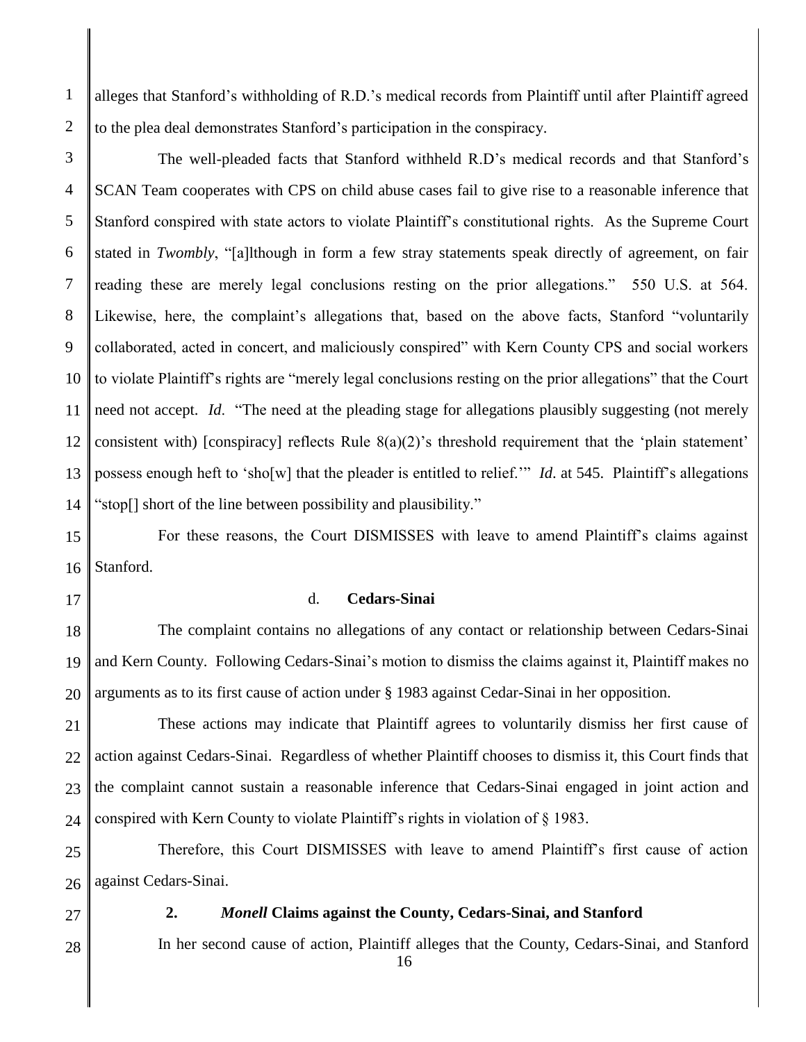alleges that Stanford's withholding of R.D.'s medical records from Plaintiff until after Plaintiff agreed to the plea deal demonstrates Stanford's participation in the conspiracy.

The well-pleaded facts that Stanford withheld R.D's medical records and that Stanford's SCAN Team cooperates with CPS on child abuse cases fail to give rise to a reasonable inference that Stanford conspired with state actors to violate Plaintiff's constitutional rights. As the Supreme Court stated in *Twombly*, "[a]lthough in form a few stray statements speak directly of agreement, on fair reading these are merely legal conclusions resting on the prior allegations." 550 U.S. at 564. Likewise, here, the complaint's allegations that, based on the above facts, Stanford "voluntarily collaborated, acted in concert, and maliciously conspired" with Kern County CPS and social workers to violate Plaintiff's rights are "merely legal conclusions resting on the prior allegations" that the Court need not accept. *Id*. "The need at the pleading stage for allegations plausibly suggesting (not merely consistent with) [conspiracy] reflects Rule 8(a)(2)'s threshold requirement that the 'plain statement' possess enough heft to 'sho[w] that the pleader is entitled to relief.'" *Id*. at 545. Plaintiff's allegations "stop[] short of the line between possibility and plausibility."

For these reasons, the Court DISMISSES with leave to amend Plaintiff's claims against Stanford.

d. **Cedars-Sinai**

The complaint contains no allegations of any contact or relationship between Cedars-Sinai and Kern County. Following Cedars-Sinai's motion to dismiss the claims against it, Plaintiff makes no arguments as to its first cause of action under § 1983 against Cedar-Sinai in her opposition.

These actions may indicate that Plaintiff agrees to voluntarily dismiss her first cause of action against Cedars-Sinai. Regardless of whether Plaintiff chooses to dismiss it, this Court finds that the complaint cannot sustain a reasonable inference that Cedars-Sinai engaged in joint action and conspired with Kern County to violate Plaintiff's rights in violation of § 1983.

Therefore, this Court DISMISSES with leave to amend Plaintiff's first cause of action against Cedars-Sinai.

**2. *Monell* Claims against the County, Cedars-Sinai, and Stanford**

In her second cause of action, Plaintiff alleges that the County, Cedars-Sinai, and Stanford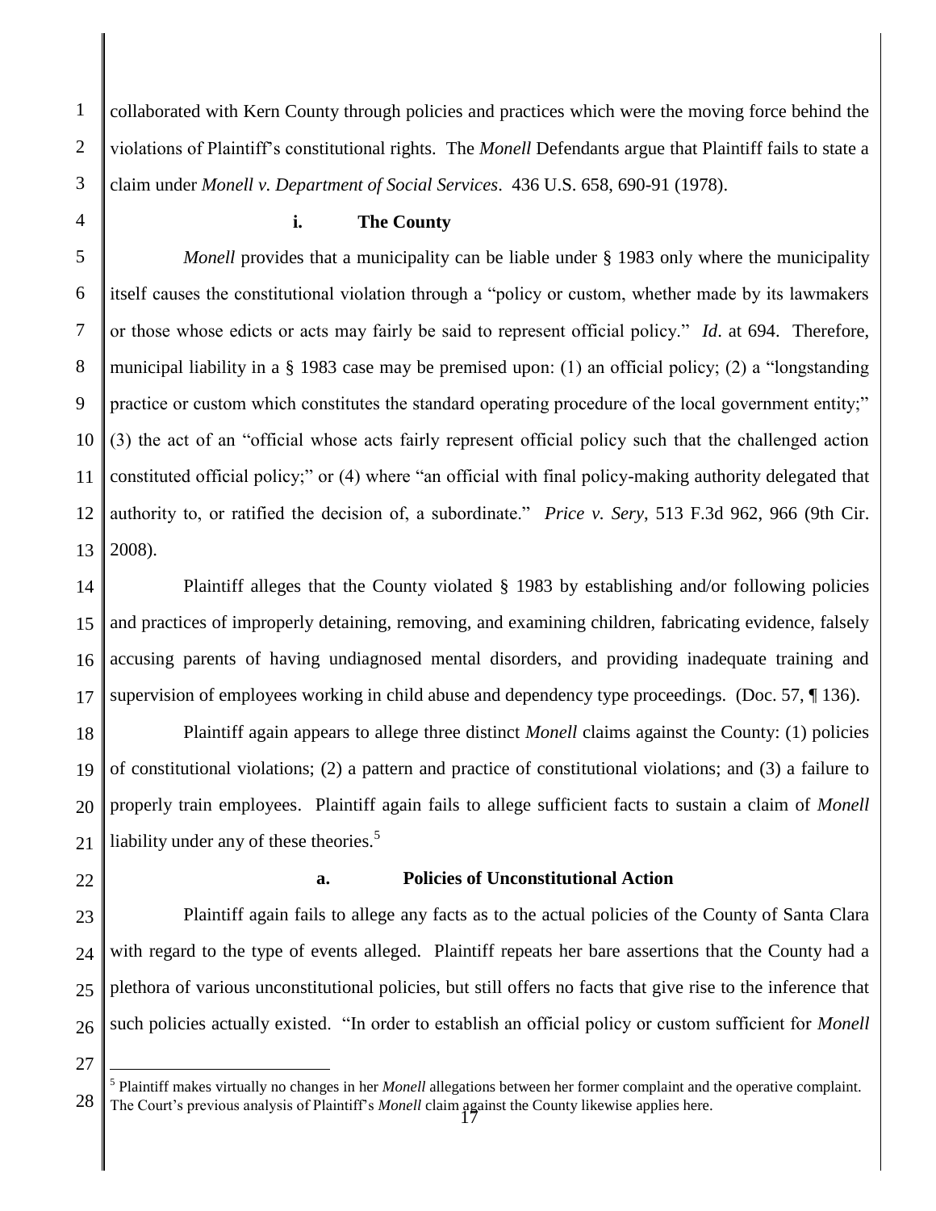collaborated with Kern County through policies and practices which were the moving force behind the violations of Plaintiff's constitutional rights. The *Monell* Defendants argue that Plaintiff fails to state a claim under *Monell v. Department of Social Services*. 436 U.S. 658, 690-91 (1978).

**i. The County**

*Monell* provides that a municipality can be liable under § 1983 only where the municipality itself causes the constitutional violation through a "policy or custom, whether made by its lawmakers or those whose edicts or acts may fairly be said to represent official policy." *Id*. at 694. Therefore, municipal liability in a § 1983 case may be premised upon: (1) an official policy; (2) a "longstanding practice or custom which constitutes the standard operating procedure of the local government entity;" (3) the act of an "official whose acts fairly represent official policy such that the challenged action constituted official policy;" or (4) where "an official with final policy-making authority delegated that authority to, or ratified the decision of, a subordinate." *Price v. Sery*, 513 F.3d 962, 966 (9th Cir. 2008).

Plaintiff alleges that the County violated § 1983 by establishing and/or following policies and practices of improperly detaining, removing, and examining children, fabricating evidence, falsely accusing parents of having undiagnosed mental disorders, and providing inadequate training and supervision of employees working in child abuse and dependency type proceedings. (Doc. 57, ¶ 136).

Plaintiff again appears to allege three distinct *Monell* claims against the County: (1) policies of constitutional violations; (2) a pattern and practice of constitutional violations; and (3) a failure to properly train employees. Plaintiff again fails to allege sufficient facts to sustain a claim of *Monell* liability under any of these theories.[5]

**a. Policies of Unconstitutional Action**

Plaintiff again fails to allege any facts as to the actual policies of the County of Santa Clara with regard to the type of events alleged. Plaintiff repeats her bare assertions that the County had a plethora of various unconstitutional policies, but still offers no facts that give rise to the inference that such policies actually existed. "In order to establish an official policy or custom sufficient for *Monell*

---

[5] Plaintiff makes virtually no changes in her *Monell* allegations between her former complaint and the operative complaint. The Court's previous analysis of Plaintiff's *Monell* claim against the County likewise applies here.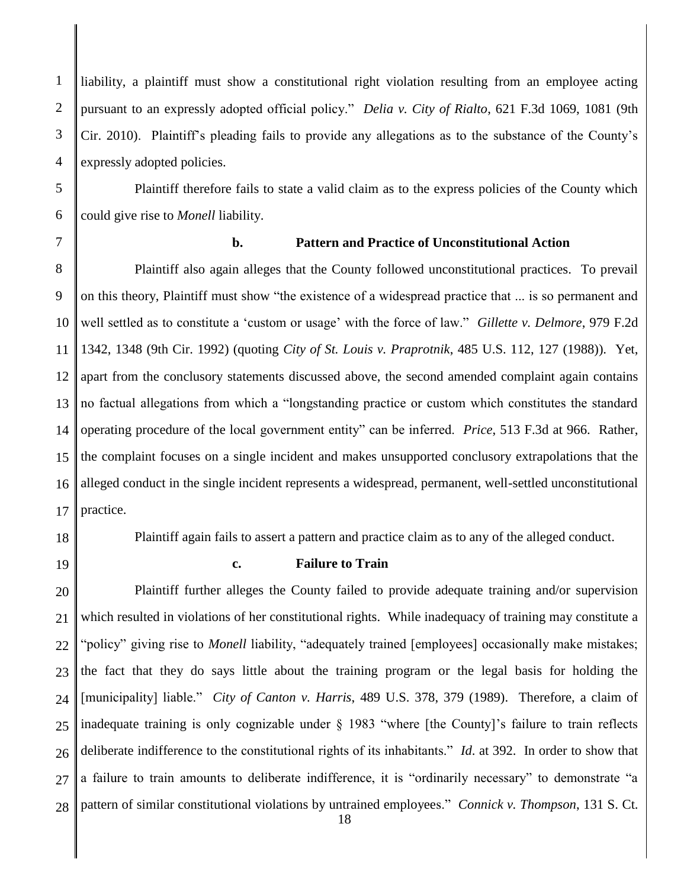liability, a plaintiff must show a constitutional right violation resulting from an employee acting pursuant to an expressly adopted official policy." *Delia v. City of Rialto*, 621 F.3d 1069, 1081 (9th Cir. 2010). Plaintiff's pleading fails to provide any allegations as to the substance of the County's expressly adopted policies.

Plaintiff therefore fails to state a valid claim as to the express policies of the County which could give rise to *Monell* liability.

**b. Pattern and Practice of Unconstitutional Action**

Plaintiff also again alleges that the County followed unconstitutional practices. To prevail on this theory, Plaintiff must show "the existence of a widespread practice that ... is so permanent and well settled as to constitute a 'custom or usage' with the force of law." *Gillette v. Delmore*, 979 F.2d 1342, 1348 (9th Cir. 1992) (quoting *City of St. Louis v. Praprotnik*, 485 U.S. 112, 127 (1988)). Yet, apart from the conclusory statements discussed above, the second amended complaint again contains no factual allegations from which a "longstanding practice or custom which constitutes the standard operating procedure of the local government entity" can be inferred. *Price*, 513 F.3d at 966. Rather, the complaint focuses on a single incident and makes unsupported conclusory extrapolations that the alleged conduct in the single incident represents a widespread, permanent, well-settled unconstitutional practice.

Plaintiff again fails to assert a pattern and practice claim as to any of the alleged conduct.

**c. Failure to Train**

Plaintiff further alleges the County failed to provide adequate training and/or supervision which resulted in violations of her constitutional rights. While inadequacy of training may constitute a "policy" giving rise to *Monell* liability, "adequately trained [employees] occasionally make mistakes; the fact that they do says little about the training program or the legal basis for holding the [municipality] liable." *City of Canton v. Harris*, 489 U.S. 378, 379 (1989). Therefore, a claim of inadequate training is only cognizable under § 1983 "where [the County]'s failure to train reflects deliberate indifference to the constitutional rights of its inhabitants." *Id.* at 392. In order to show that a failure to train amounts to deliberate indifference, it is "ordinarily necessary" to demonstrate "a pattern of similar constitutional violations by untrained employees." *Connick v. Thompson*, 131 S. Ct.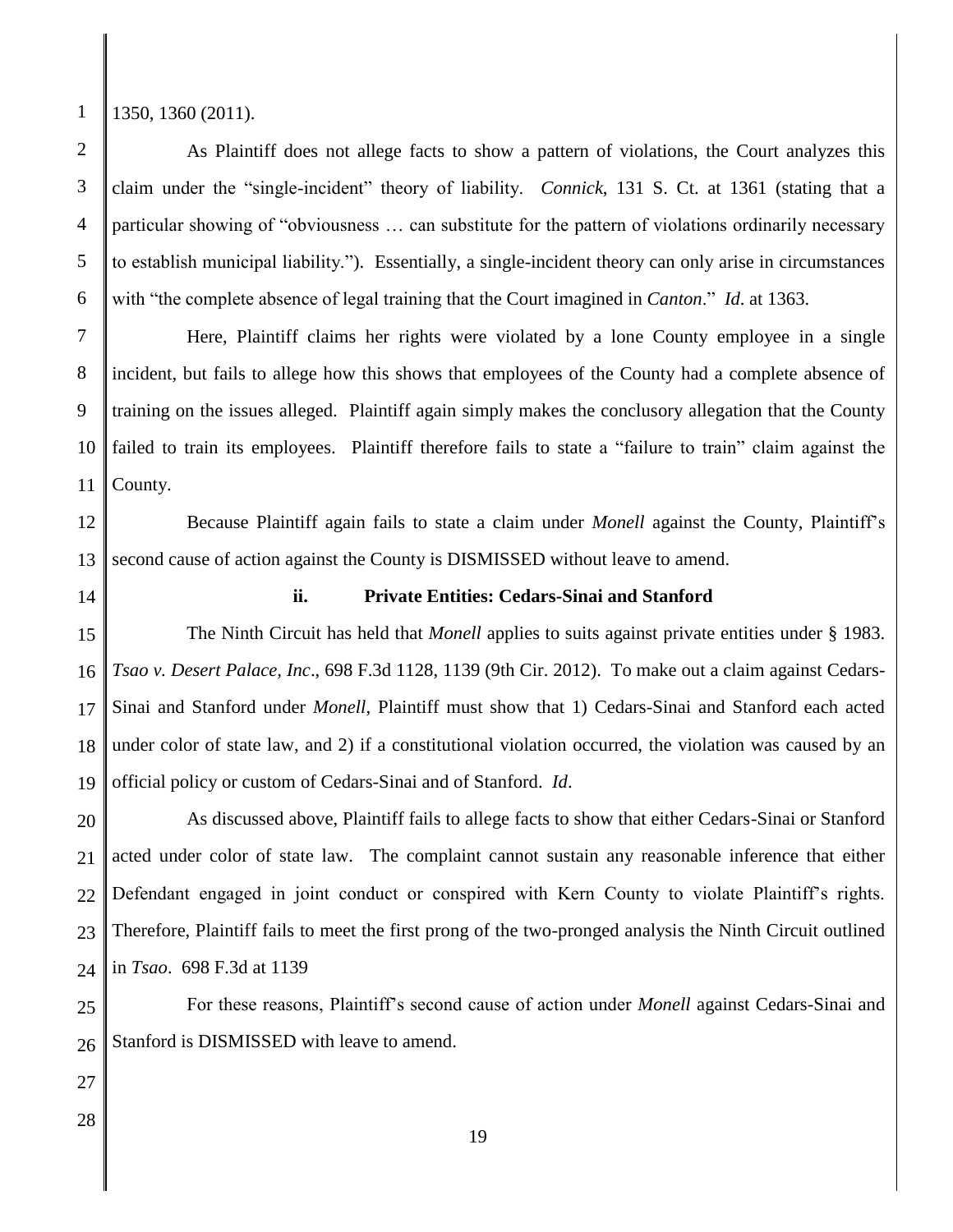1350, 1360 (2011).

As Plaintiff does not allege facts to show a pattern of violations, the Court analyzes this claim under the "single-incident" theory of liability. *Connick*, 131 S. Ct. at 1361 (stating that a particular showing of "obviousness … can substitute for the pattern of violations ordinarily necessary to establish municipal liability."). Essentially, a single-incident theory can only arise in circumstances with "the complete absence of legal training that the Court imagined in *Canton*." *Id*. at 1363.

Here, Plaintiff claims her rights were violated by a lone County employee in a single incident, but fails to allege how this shows that employees of the County had a complete absence of training on the issues alleged. Plaintiff again simply makes the conclusory allegation that the County failed to train its employees. Plaintiff therefore fails to state a "failure to train" claim against the County.

Because Plaintiff again fails to state a claim under *Monell* against the County, Plaintiff's second cause of action against the County is DISMISSED without leave to amend.

**ii. Private Entities: Cedars-Sinai and Stanford**

The Ninth Circuit has held that *Monell* applies to suits against private entities under § 1983. *Tsao v. Desert Palace, Inc*., 698 F.3d 1128, 1139 (9th Cir. 2012). To make out a claim against Cedars-Sinai and Stanford under *Monell*, Plaintiff must show that 1) Cedars-Sinai and Stanford each acted under color of state law, and 2) if a constitutional violation occurred, the violation was caused by an official policy or custom of Cedars-Sinai and of Stanford. *Id*.

As discussed above, Plaintiff fails to allege facts to show that either Cedars-Sinai or Stanford acted under color of state law. The complaint cannot sustain any reasonable inference that either Defendant engaged in joint conduct or conspired with Kern County to violate Plaintiff's rights. Therefore, Plaintiff fails to meet the first prong of the two-pronged analysis the Ninth Circuit outlined in *Tsao*. 698 F.3d at 1139

For these reasons, Plaintiff's second cause of action under *Monell* against Cedars-Sinai and Stanford is DISMISSED with leave to amend.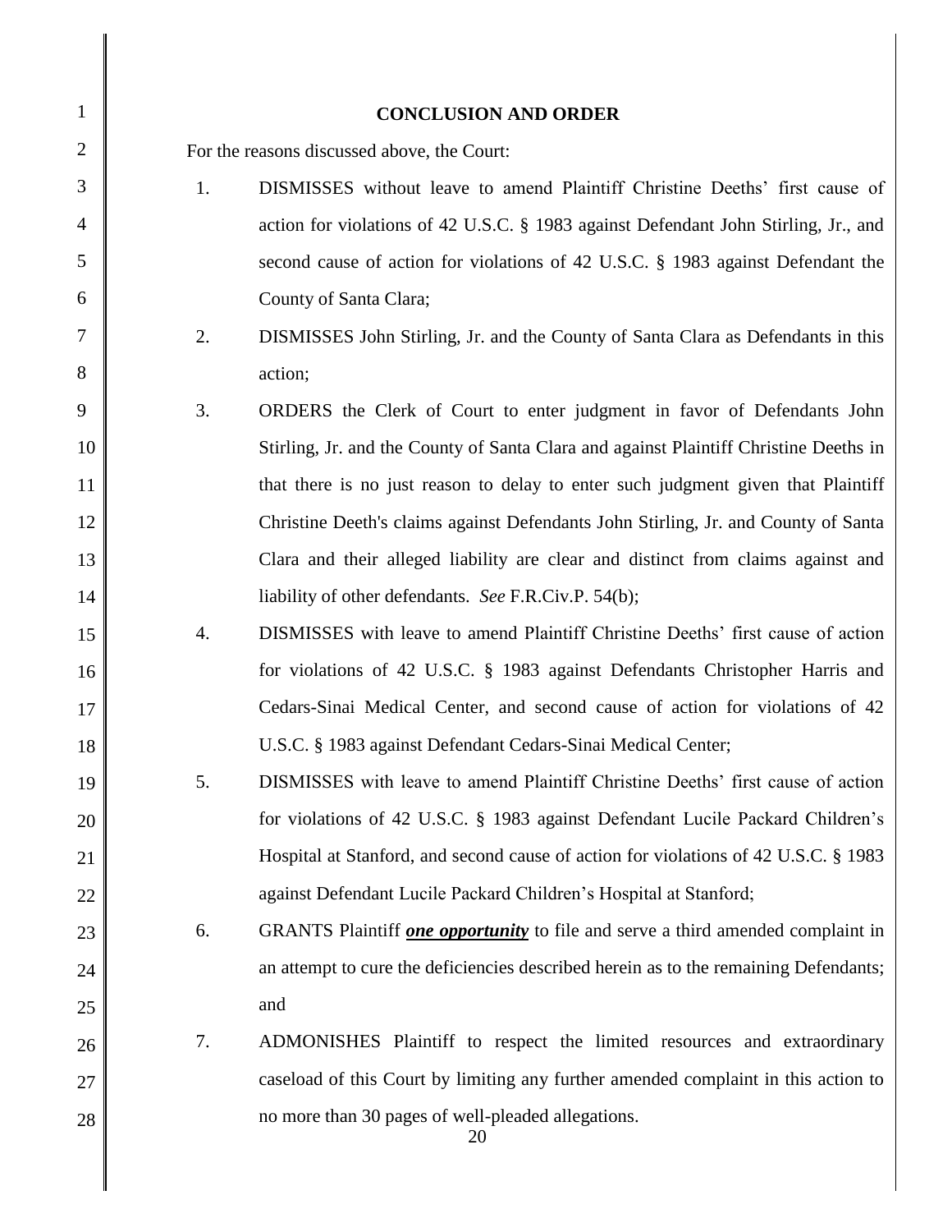## CONCLUSION AND ORDER

For the reasons discussed above, the Court:

1. DISMISSES without leave to amend Plaintiff Christine Deeths' first cause of action for violations of 42 U.S.C. § 1983 against Defendant John Stirling, Jr., and second cause of action for violations of 42 U.S.C. § 1983 against Defendant the County of Santa Clara;
2. DISMISSES John Stirling, Jr. and the County of Santa Clara as Defendants in this action;
3. ORDERS the Clerk of Court to enter judgment in favor of Defendants John Stirling, Jr. and the County of Santa Clara and against Plaintiff Christine Deeths in that there is no just reason to delay to enter such judgment given that Plaintiff Christine Deeth's claims against Defendants John Stirling, Jr. and County of Santa Clara and their alleged liability are clear and distinct from claims against and liability of other defendants. *See* F.R.Civ.P. 54(b);
4. DISMISSES with leave to amend Plaintiff Christine Deeths' first cause of action for violations of 42 U.S.C. § 1983 against Defendants Christopher Harris and Cedars-Sinai Medical Center, and second cause of action for violations of 42 U.S.C. § 1983 against Defendant Cedars-Sinai Medical Center;
5. DISMISSES with leave to amend Plaintiff Christine Deeths' first cause of action for violations of 42 U.S.C. § 1983 against Defendant Lucile Packard Children's Hospital at Stanford, and second cause of action for violations of 42 U.S.C. § 1983 against Defendant Lucile Packard Children's Hospital at Stanford;
6. GRANTS Plaintiff ***one opportunity*** to file and serve a third amended complaint in an attempt to cure the deficiencies described herein as to the remaining Defendants; and
7. ADMONISHES Plaintiff to respect the limited resources and extraordinary caseload of this Court by limiting any further amended complaint in this action to no more than 30 pages of well-pleaded allegations.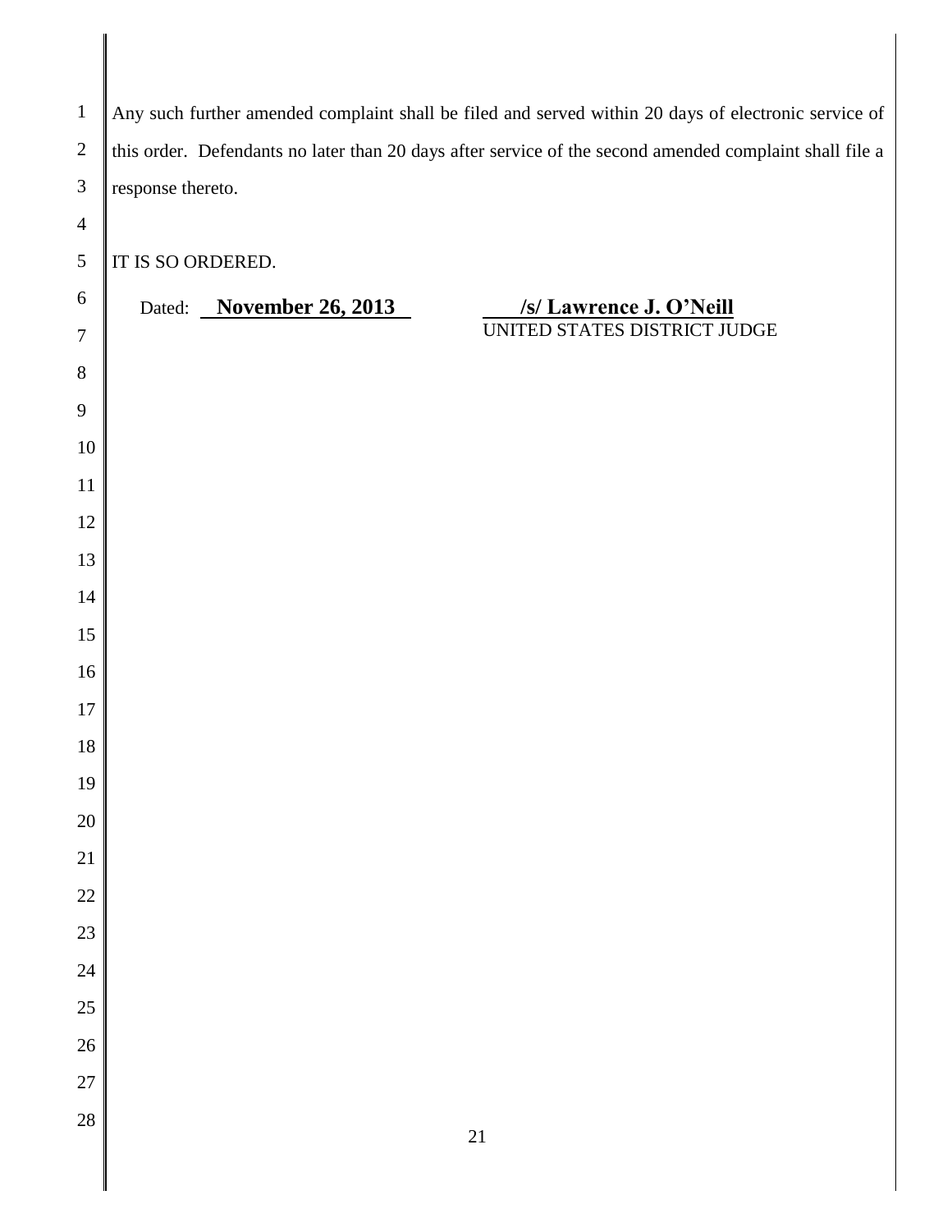Any such further amended complaint shall be filed and served within 20 days of electronic service of this order. Defendants no later than 20 days after service of the second amended complaint shall file a response thereto.

IT IS SO ORDERED.

Dated: **November 26, 2013**

**/s/ Lawrence J. O'Neill**
UNITED STATES DISTRICT JUDGE